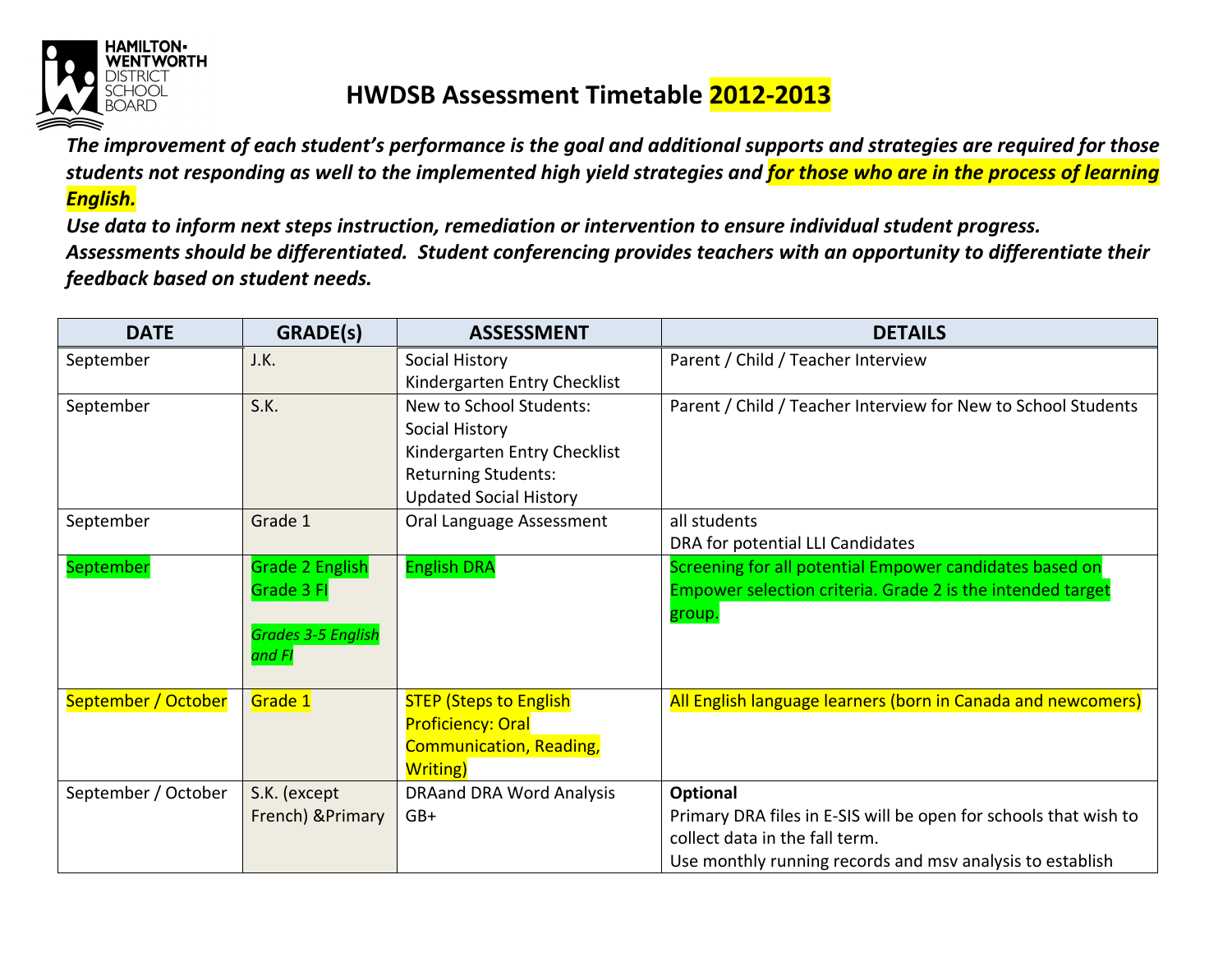# HWDSB Assessment Timetable 2012-2013

***The improvement of each student's performance is the goal and additional supports and strategies are required for those students not responding as well to the implemented high yield strategies and for those who are in the process of learning English.***

***Use data to inform next steps instruction, remediation or intervention to ensure individual student progress.***

***Assessments should be differentiated. Student conferencing provides teachers with an opportunity to differentiate their feedback based on student needs.***

| DATE | GRADE(s) | ASSESSMENT | DETAILS |
|---|---|---|---|
| September | J.K. | Social History<br>Kindergarten Entry Checklist | Parent / Child / Teacher Interview |
| September | S.K. | New to School Students:<br>Social History<br>Kindergarten Entry Checklist<br>Returning Students:<br>Updated Social History | Parent / Child / Teacher Interview for New to School Students |
| September | Grade 1 | Oral Language Assessment | all students<br>DRA for potential LLI Candidates |
| September | Grade 2 English<br>Grade 3 FI<br><br>*Grades 3-5 English and FI* | English DRA | Screening for all potential Empower candidates based on Empower selection criteria. Grade 2 is the intended target group. |
| September / October | Grade 1 | STEP (Steps to English Proficiency: Oral Communication, Reading, Writing) | All English language learners (born in Canada and newcomers) |
| September / October | S.K. (except French) &Primary | DRAand DRA Word Analysis<br>GB+ | **Optional**<br>Primary DRA files in E-SIS will be open for schools that wish to collect data in the fall term.<br>Use monthly running records and msv analysis to establish |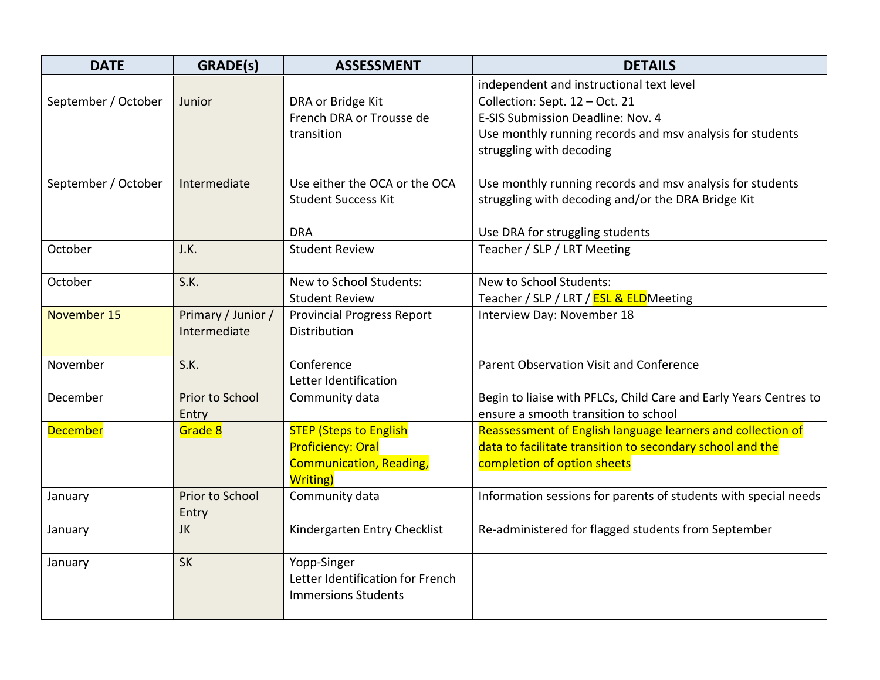| DATE | GRADE(s) | ASSESSMENT | DETAILS |
|---|---|---|---|
| | | | independent and instructional text level |
| September / October | Junior | DRA or Bridge Kit<br>French DRA or Trousse de transition | Collection: Sept. 12 – Oct. 21<br>E-SIS Submission Deadline: Nov. 4<br>Use monthly running records and msv analysis for students struggling with decoding |
| September / October | Intermediate | Use either the OCA or the OCA Student Success Kit<br><br>DRA | Use monthly running records and msv analysis for students struggling with decoding and/or the DRA Bridge Kit<br><br>Use DRA for struggling students |
| October | J.K. | Student Review | Teacher / SLP / LRT Meeting |
| October | S.K. | New to School Students: Student Review | New to School Students:<br>Teacher / SLP / LRT / ESL & ELDMeeting |
| November 15 | Primary / Junior / Intermediate | Provincial Progress Report Distribution | Interview Day: November 18 |
| November | S.K. | Conference<br>Letter Identification | Parent Observation Visit and Conference |
| December | Prior to School Entry | Community data | Begin to liaise with PFLCs, Child Care and Early Years Centres to ensure a smooth transition to school |
| December | Grade 8 | STEP (Steps to English Proficiency: Oral Communication, Reading, Writing) | Reassessment of English language learners and collection of data to facilitate transition to secondary school and the completion of option sheets |
| January | Prior to School Entry | Community data | Information sessions for parents of students with special needs |
| January | JK | Kindergarten Entry Checklist | Re-administered for flagged students from September |
| January | SK | Yopp-Singer<br>Letter Identification for French Immersions Students | |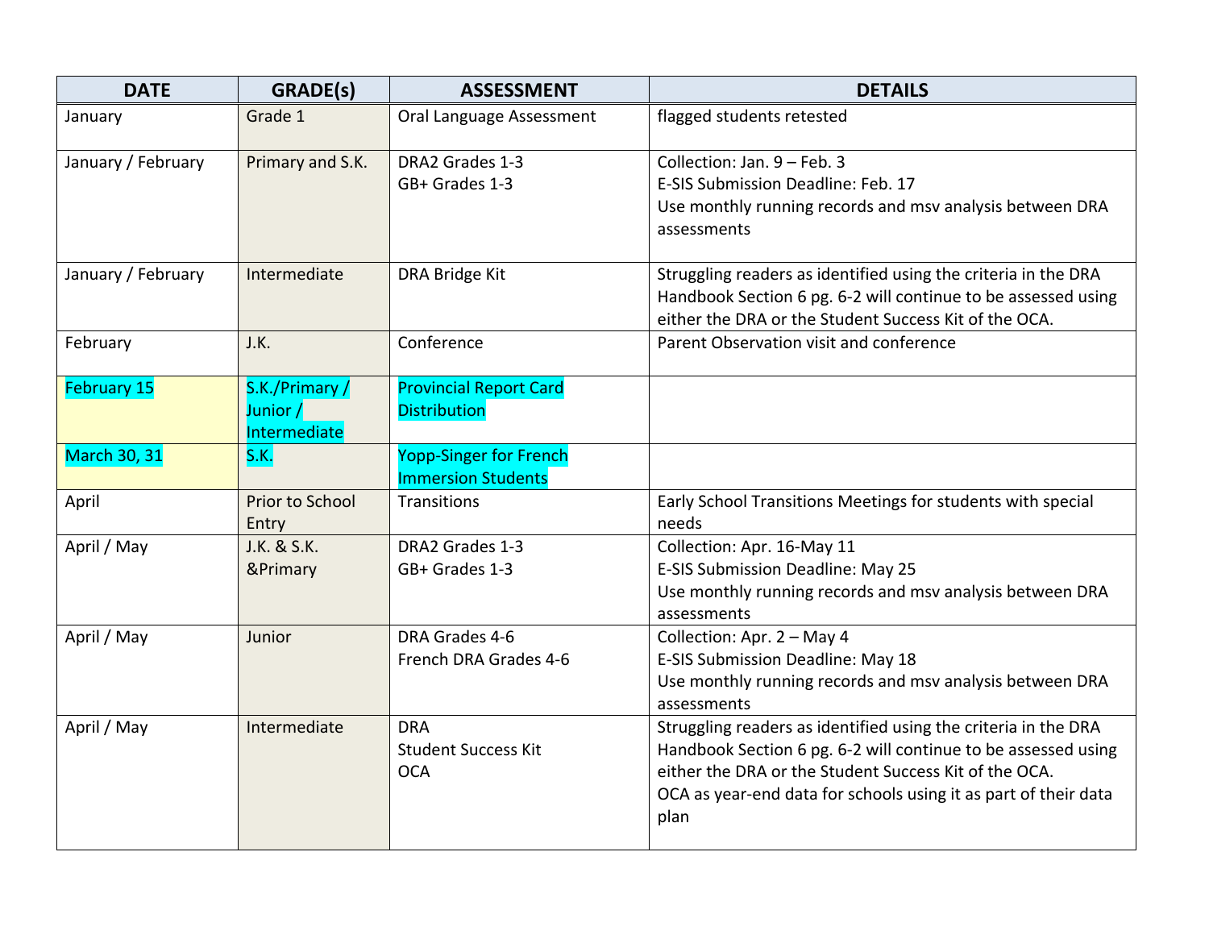| DATE | GRADE(s) | ASSESSMENT | DETAILS |
|---|---|---|---|
| January | Grade 1 | Oral Language Assessment | flagged students retested |
| January / February | Primary and S.K. | DRA2 Grades 1-3<br>GB+ Grades 1-3 | Collection: Jan. 9 – Feb. 3<br>E-SIS Submission Deadline: Feb. 17<br>Use monthly running records and msv analysis between DRA assessments |
| January / February | Intermediate | DRA Bridge Kit | Struggling readers as identified using the criteria in the DRA Handbook Section 6 pg. 6-2 will continue to be assessed using either the DRA or the Student Success Kit of the OCA. |
| February | J.K. | Conference | Parent Observation visit and conference |
| February 15 | S.K./Primary / Junior / Intermediate | Provincial Report Card Distribution | |
| March 30, 31 | S.K. | Yopp-Singer for French Immersion Students | |
| April | Prior to School Entry | Transitions | Early School Transitions Meetings for students with special needs |
| April / May | J.K. & S.K. &Primary | DRA2 Grades 1-3<br>GB+ Grades 1-3 | Collection: Apr. 16-May 11<br>E-SIS Submission Deadline: May 25<br>Use monthly running records and msv analysis between DRA assessments |
| April / May | Junior | DRA Grades 4-6<br>French DRA Grades 4-6 | Collection: Apr. 2 – May 4<br>E-SIS Submission Deadline: May 18<br>Use monthly running records and msv analysis between DRA assessments |
| April / May | Intermediate | DRA<br>Student Success Kit<br>OCA | Struggling readers as identified using the criteria in the DRA Handbook Section 6 pg. 6-2 will continue to be assessed using either the DRA or the Student Success Kit of the OCA.<br>OCA as year-end data for schools using it as part of their data plan |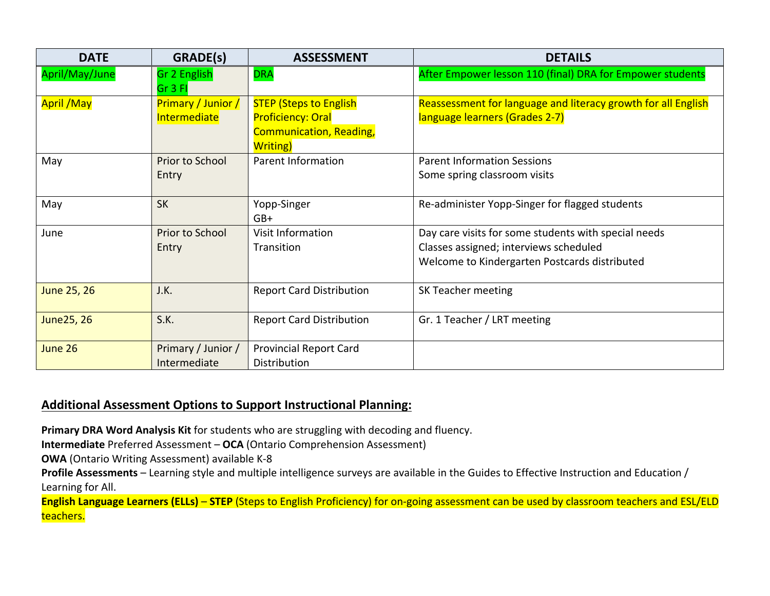| DATE | GRADE(s) | ASSESSMENT | DETAILS |
|---|---|---|---|
| April/May/June | Gr 2 English<br>Gr 3 FI | DRA | After Empower lesson 110 (final) DRA for Empower students |
| April /May | Primary / Junior / Intermediate | STEP (Steps to English Proficiency: Oral Communication, Reading, Writing) | Reassessment for language and literacy growth for all English language learners (Grades 2-7) |
| May | Prior to School Entry | Parent Information | Parent Information Sessions<br>Some spring classroom visits |
| May | SK | Yopp-Singer<br>GB+ | Re-administer Yopp-Singer for flagged students |
| June | Prior to School Entry | Visit Information<br>Transition | Day care visits for some students with special needs<br>Classes assigned; interviews scheduled<br>Welcome to Kindergarten Postcards distributed |
| June 25, 26 | J.K. | Report Card Distribution | SK Teacher meeting |
| June25, 26 | S.K. | Report Card Distribution | Gr. 1 Teacher / LRT meeting |
| June 26 | Primary / Junior / Intermediate | Provincial Report Card Distribution | |

## Additional Assessment Options to Support Instructional Planning:

**Primary DRA Word Analysis Kit** for students who are struggling with decoding and fluency.
**Intermediate** Preferred Assessment – **OCA** (Ontario Comprehension Assessment)
**OWA** (Ontario Writing Assessment) available K-8
**Profile Assessments** – Learning style and multiple intelligence surveys are available in the Guides to Effective Instruction and Education / Learning for All.
**English Language Learners (ELLs)** – **STEP** (Steps to English Proficiency) for on-going assessment can be used by classroom teachers and ESL/ELD teachers.